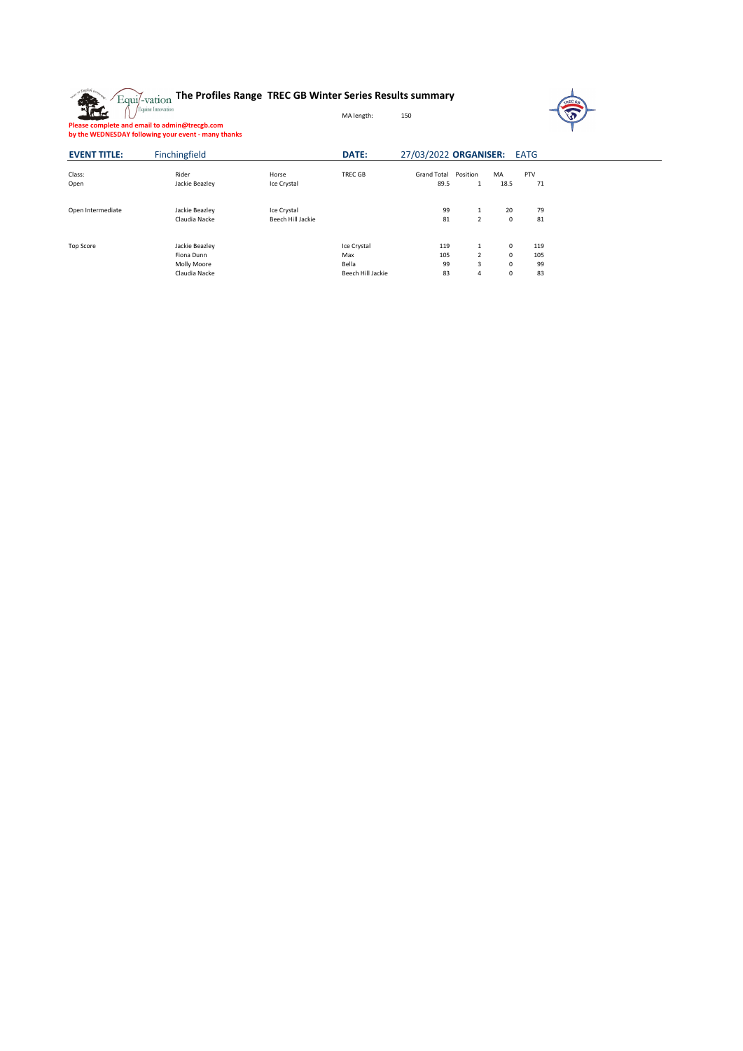# The Profiles Range TREC GB Winter Series Results summary

MA length: 150

**Please complete and email to admin@trecgb.com**
**by the WEDNESDAY following your event - many thanks**

**EVENT TITLE:** Finchingfield **DATE:** 27/03/2022 **ORGANISER:** EATG

| Class: | Rider | Horse | TREC GB | Grand Total | Position | MA | PTV |
|---|---|---|---|---|---|---|---|
| Open | Jackie Beazley | Ice Crystal | | 89.5 | 1 | 18.5 | 71 |
| | | | | | | | |
| Open Intermediate | Jackie Beazley | Ice Crystal | | 99 | 1 | 20 | 79 |
| | Claudia Nacke | Beech Hill Jackie | | 81 | 2 | 0 | 81 |
| | | | | | | | |
| Top Score | Jackie Beazley | | Ice Crystal | 119 | 1 | 0 | 119 |
| | Fiona Dunn | | Max | 105 | 2 | 0 | 105 |
| | Molly Moore | | Bella | 99 | 3 | 0 | 99 |
| | Claudia Nacke | | Beech Hill Jackie | 83 | 4 | 0 | 83 |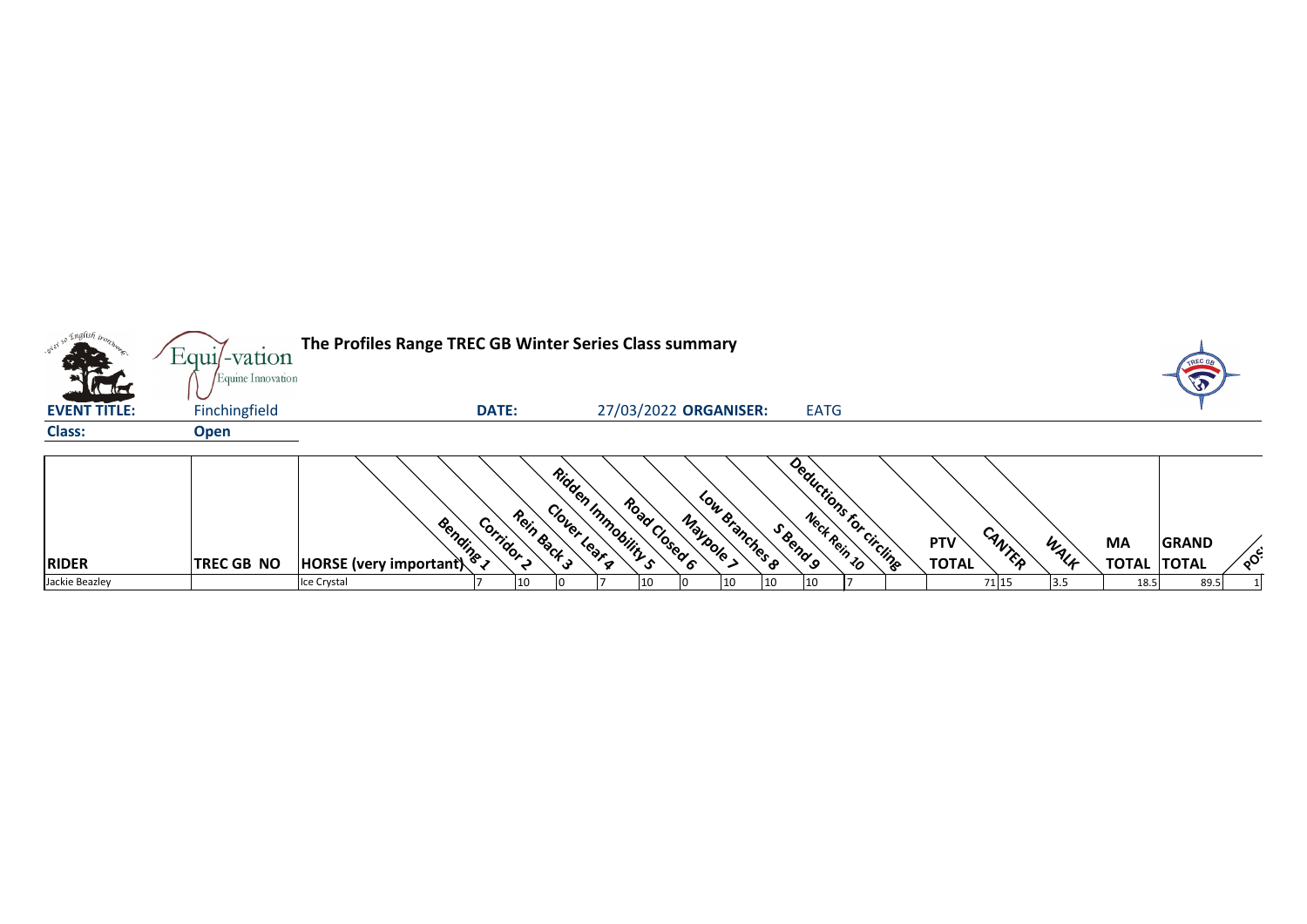**The Profiles Range TREC GB Winter Series Class summary**

| | | | | | | |
|---|---|---|---|---|---|---|
| **EVENT TITLE:** | Finchingfield | **DATE:** | 27/03/2022 | **ORGANISER:** | EATG | |
| **Class:** | **Open** | | | | | |

| RIDER | TREC GB NO | HORSE (very important) | Bending 1 | Corridor 2 | Rein Back 3 | Clover Leaf 4 | Ridden Immobility 5 | Road Closed 6 | Maypole 7 | Low Branches 8 | S Bend 9 | Neck Rein 10 | Deductions for circling | PTV TOTAL | CANTER | WALK | MA TOTAL | GRAND TOTAL | POS |
|---|---|---|---|---|---|---|---|---|---|---|---|---|---|---|---|---|---|---|---|
| Jackie Beazley | | Ice Crystal | 7 | 10 | 0 | 7 | 10 | 0 | 10 | 10 | 10 | 7 | | 71 | 15 | 3.5 | 18.5 | 89.5 | 1 |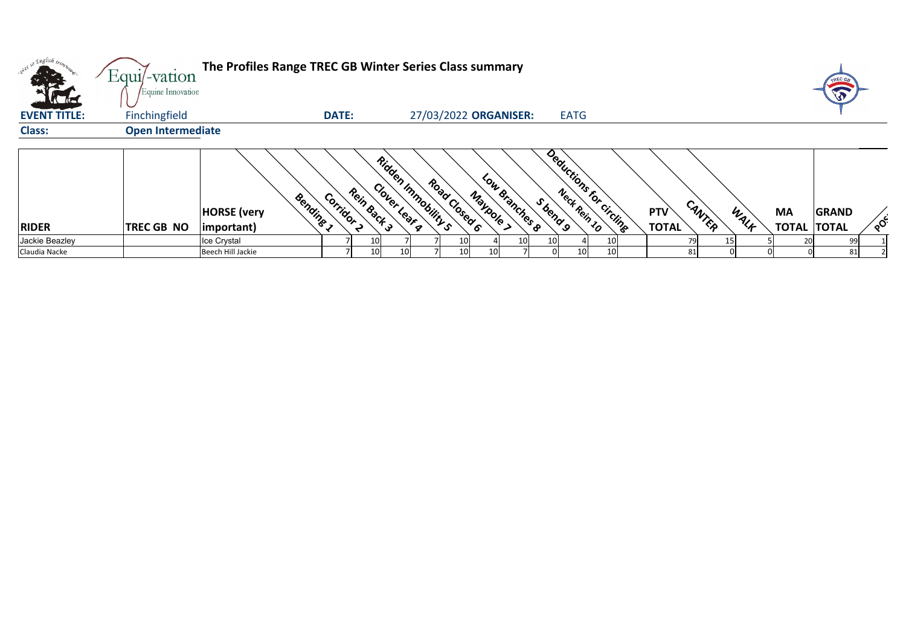**The Profiles Range TREC GB Winter Series Class summary**

**EVENT TITLE:** Finchingfield **DATE:** 27/03/2022 **ORGANISER:** EATG

**Class:** **Open Intermediate**

| RIDER | TREC GB NO | HORSE (very important) | Bending 1 | Corridor 2 | Rein Back 3 | Clover Leaf 4 | Ridden Immobility 5 | Road Closed 6 | Maypole 7 | Low Branches 8 | S bend 9 | Neck Rein 10 | Deductions for circling | PTV TOTAL | CANTER | WALK | MA TOTAL | GRAND TOTAL | POS |
|---|---|---|---|---|---|---|---|---|---|---|---|---|---|---|---|---|---|---|---|
| Jackie Beazley | | Ice Crystal | 7 | 10 | 7 | 7 | 10 | 4 | 10 | 10 | 4 | 10 | | 79 | 15 | 5 | 20 | 99 | 1 |
| Claudia Nacke | | Beech Hill Jackie | 7 | 10 | 10 | 7 | 10 | 10 | 7 | 0 | 10 | 10 | | 81 | 0 | 0 | 0 | 81 | 2 |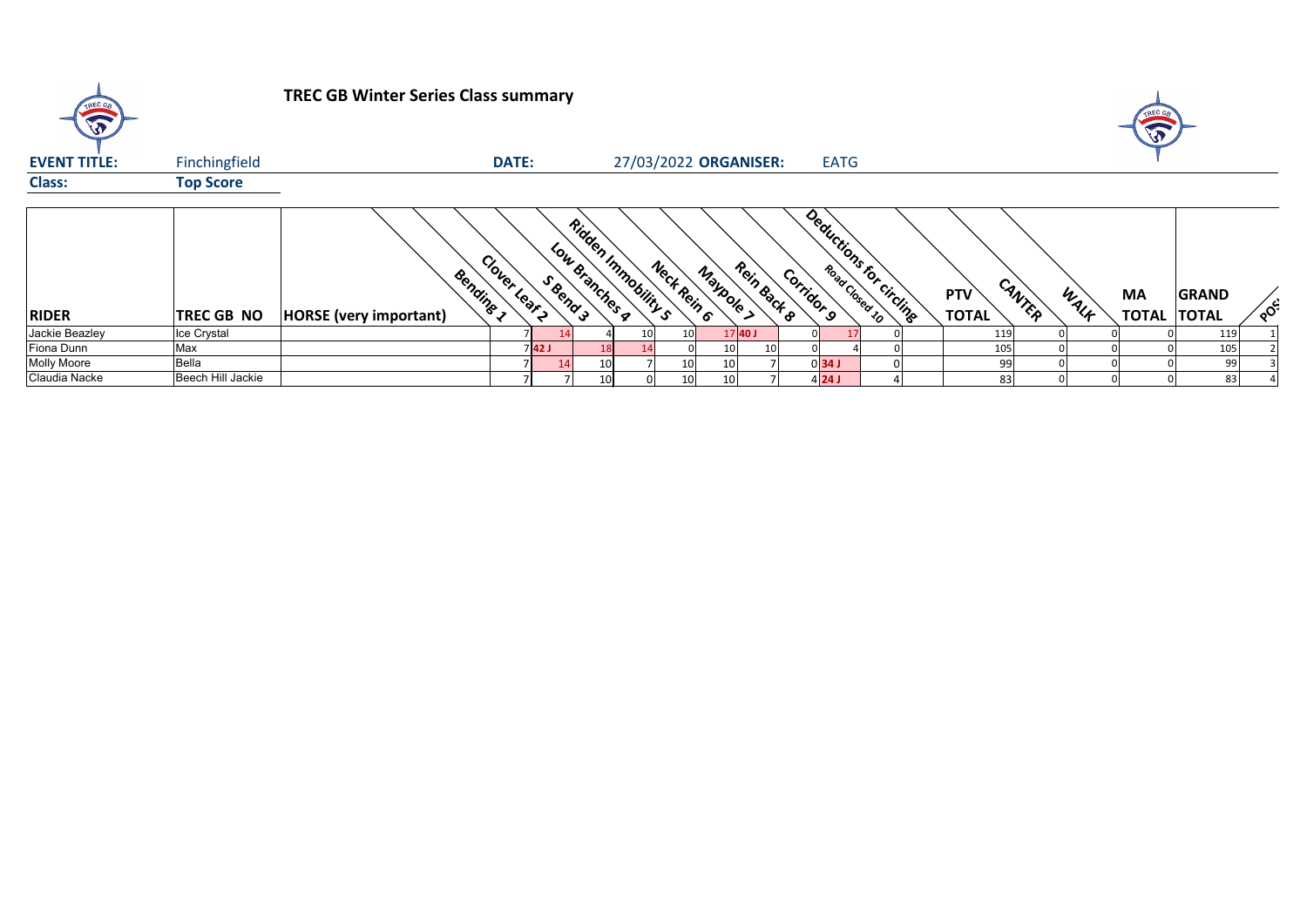# TREC GB Winter Series Class summary

**EVENT TITLE:** Finchingfield **DATE:** 27/03/2022 **ORGANISER:** EATG

**Class:** **Top Score**

| RIDER | TREC GB NO | HORSE (very important) | Bending 1 | Clover Leaf 2 | S Bend 3 | Low Branches 4 | Ridden Immobility 5 | Neck Rein 6 | Maypole 7 | Rein Back 8 | Corridor 9 | Road Closed 10 | Deductions for circling | | PTV TOTAL | CANTER | WALK | MA TOTAL | GRAND TOTAL | POS |
|---|---|---|---|---|---|---|---|---|---|---|---|---|---|---|---|---|---|---|---|---|
| Jackie Beazley | Ice Crystal | | 7 | 14 | 4 | 10 | 10 | 17 | 40 J | 0 | 17 | 0 | | | 119 | 0 | 0 | 0 | 119 | 1 |
| Fiona Dunn | Max | | 7 | 42 J | 18 | 14 | 0 | 10 | 10 | 0 | 4 | 0 | | | 105 | 0 | 0 | 0 | 105 | 2 |
| Molly Moore | Bella | | 7 | 14 | 10 | 7 | 10 | 10 | 7 | 0 | 34 J | 0 | | | 99 | 0 | 0 | 0 | 99 | 3 |
| Claudia Nacke | Beech Hill Jackie | | 7 | 7 | 10 | 0 | 10 | 10 | 7 | 4 | 24 J | 4 | | | 83 | 0 | 0 | 0 | 83 | 4 |